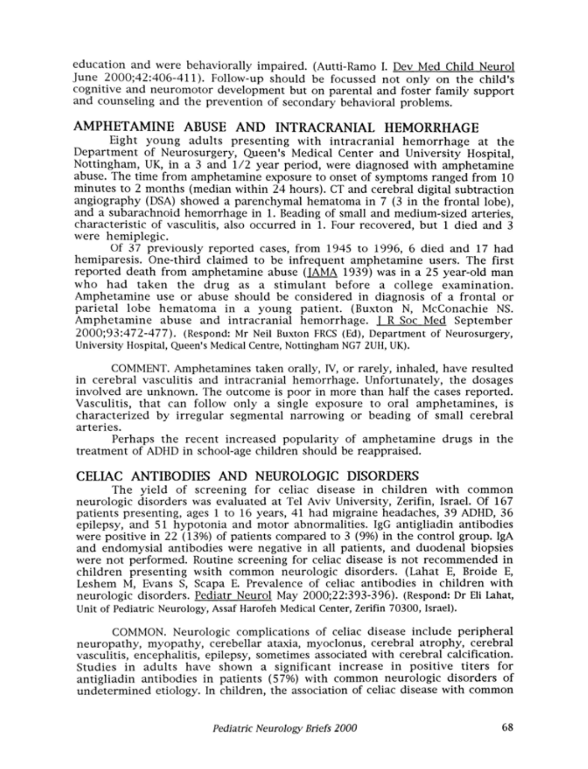education and were behaviorally impaired. (Autti-Ramo I. Dev Med Child Neurol June 2000;42:406-411). Follow-up should be focussed not only on the child's cognitive and neuromotor development but on parental and foster family support and counseling and the prevention of secondary behavioral problems.

## AMPHETAMINE ABUSE AND INTRACRANIAL HEMORRHAGE

Eight young adults presenting with intracranial hemorrhage at the Department of Neurosurgery, Queen's Medical Center and University Hospital, Nottingham, UK, in a 3 and 1/2 year period, were diagnosed with amphetamine abuse. The time from amphetamine exposure to onset of symptoms ranged from 10 minutes to 2 months (median within 24 hours). CT and cerebral digital subtraction angiography (DSA) showed a parenchymal hematoma in 7 (3 in the frontal lobe), and a subarachnoid hemorrhage in 1. Beading of small and medium-sized arteries, characteristic of vasculitis, also occurred in 1. Four recovered, but 1 died and 3 were hemiplegic.

Of 37 previously reported cases, from 1945 to 1996, 6 died and 17 had hemiparesis. One-third claimed to be infrequent amphetamine users. The first reported death from amphetamine abuse (JAMA 1939) was in a 25 year-old man who had taken the drug as a stimulant before a college examination. Amphetamine use or abuse should be considered in diagnosis of a frontal or parietal lobe hematoma in a young patient. (Buxton N, McConachie NS. Amphetamine abuse and intracranial hemorrhage. J R Soc Med September 2000;93:472-477). (Respond: Mr Neil Buxton FRCS (Ed), Department of Neurosurgery, University Hospital, Queen's Medical Centre, Nottingham NG7 2UH, UK).

COMMENT. Amphetamines taken orally, IV, or rarely, inhaled, have resulted in cerebral vasculitis and intracranial hemorrhage. Unfortunately, the dosages involved are unknown. The outcome is poor in more than half the cases reported. Vasculitis, that can follow only a single exposure to oral amphetamines, is characterized by irregular segmental narrowing or beading of small cerebral arteries.

Perhaps the recent increased popularity of amphetamine drugs in the treatment of ADHD in school-age children should be reappraised.

## CELIAC ANTIBODIES AND NEUROLOGIC DISORDERS

The yield of screening for celiac disease in children with common neurologic disorders was evaluated at Tel Aviv University, Zerifin, Israel. Of 167 patients presenting, ages 1 to 16 years, 41 had migraine headaches, 39 ADHD, 36 epilepsy, and 51 hypotonia and motor abnormalities. IgG antigliadin antibodies were positive in 22 (13%) of patients compared to 3 (9%) in the control group. IgA and endomysial antibodies were negative in all patients, and duodenal biopsies were not performed. Routine screening for celiac disease is not recommended in children presenting wsith common neurologic disorders. (Lahat E, Broide E, Leshem M, Evans S, Scapa E. Prevalence of celiac antibodies in children with neurologic disorders. Pediatr Neurol May 2000;22:393-396). (Respond: Dr Eli Lahat, Unit of Pediatric Neurology, Assaf Harofeh Medical Center, Zerifin 70300, Israel).

COMMON. Neurologic complications of celiac disease include peripheral neuropathy, myopathy, cerebellar ataxia, myoclonus, cerebral atrophy, cerebral vasculitis, encephalitis, epilepsy, sometimes associated with cerebral calcification. Studies in adults have shown a significant increase in positive titers for antigliadin antibodies in patients (57%) with common neurologic disorders of undetermined etiology. In children, the association of celiac disease with common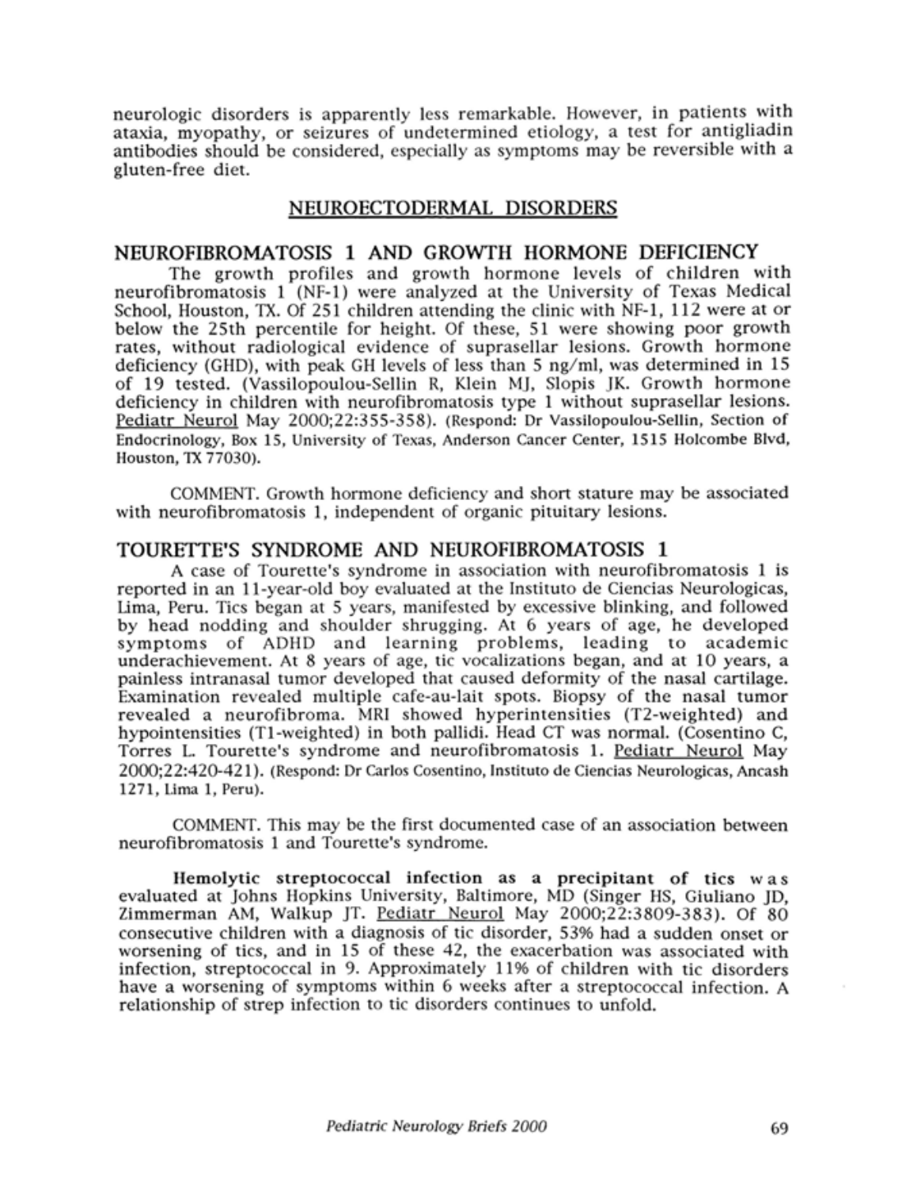neurologic disorders is apparently less remarkable. However, in patients with ataxia, myopathy, or seizures of undetermined etiology, a test for antigliadin antibodies should be considered, especially as symptoms may be reversible with a gluten-free diet.

## NEUROECTODERMAL DISORDERS

### NEUROFIBROMATOSIS 1 AND GROWTH HORMONE DEFICIENCY

The growth profiles and growth hormone levels of children with neurofibromatosis 1 (NF-1) were analyzed at the University of Texas Medical School, Houston, TX. Of 251 children attending the clinic with NF-1, 112 were at or below the 25th percentile for height. Of these, 51 were showing poor growth rates, without radiological evidence of suprasellar lesions. Growth hormone deficiency (GHD), with peak GH levels of less than 5 ng/ml, was determined in 15 of 19 tested. (Vassilopoulou-Sellin R, Klein MJ, Slopis JK. Growth hormone deficiency in children with neurofibromatosis type 1 without suprasellar lesions. Pediatr Neurol May 2000;22:355-358). (Respond: Dr Vassilopoulou-Sellin, Section of Endocrinology, Box 15, University of Texas, Anderson Cancer Center, 1515 Holcombe Blvd, Houston, TX 77030).

COMMENT. Growth hormone deficiency and short stature may be associated with neurofibromatosis 1, independent of organic pituitary lesions.

### TOURETTE'S SYNDROME AND NEUROFIBROMATOSIS 1

A case of Tourette's syndrome in association with neurofibromatosis 1 is reported in an 11-year-old boy evaluated at the Instituto de Ciencias Neurologicas, Lima, Peru. Tics began at 5 years, manifested by excessive blinking, and followed by head nodding and shoulder shrugging. At 6 years of age, he developed symptoms of ADHD and learning problems, leading to academic underachievement. At 8 years of age, tic vocalizations began, and at 10 years, a painless intranasal tumor developed that caused deformity of the nasal cartilage. Examination revealed multiple cafe-au-lait spots. Biopsy of the nasal tumor revealed a neurofibroma. MRI showed hyperintensities (T2-weighted) and hypointensities (T1-weighted) in both pallidi. Head CT was normal. (Cosentino C, Torres L. Tourette's syndrome and neurofibromatosis 1. Pediatr Neurol May 2000;22:420-421). (Respond: Dr Carlos Cosentino, Instituto de Ciencias Neurologicas, Ancash 1271, Lima 1, Peru).

COMMENT. This may be the first documented case of an association between neurofibromatosis 1 and Tourette's syndrome.

**Hemolytic streptococcal infection as a precipitant of tics** was evaluated at Johns Hopkins University, Baltimore, MD (Singer HS, Giuliano JD, Zimmerman AM, Walkup JT. Pediatr Neurol May 2000;22:3809-383). Of 80 consecutive children with a diagnosis of tic disorder, 53% had a sudden onset or worsening of tics, and in 15 of these 42, the exacerbation was associated with infection, streptococcal in 9. Approximately 11% of children with tic disorders have a worsening of symptoms within 6 weeks after a streptococcal infection. A relationship of strep infection to tic disorders continues to unfold.